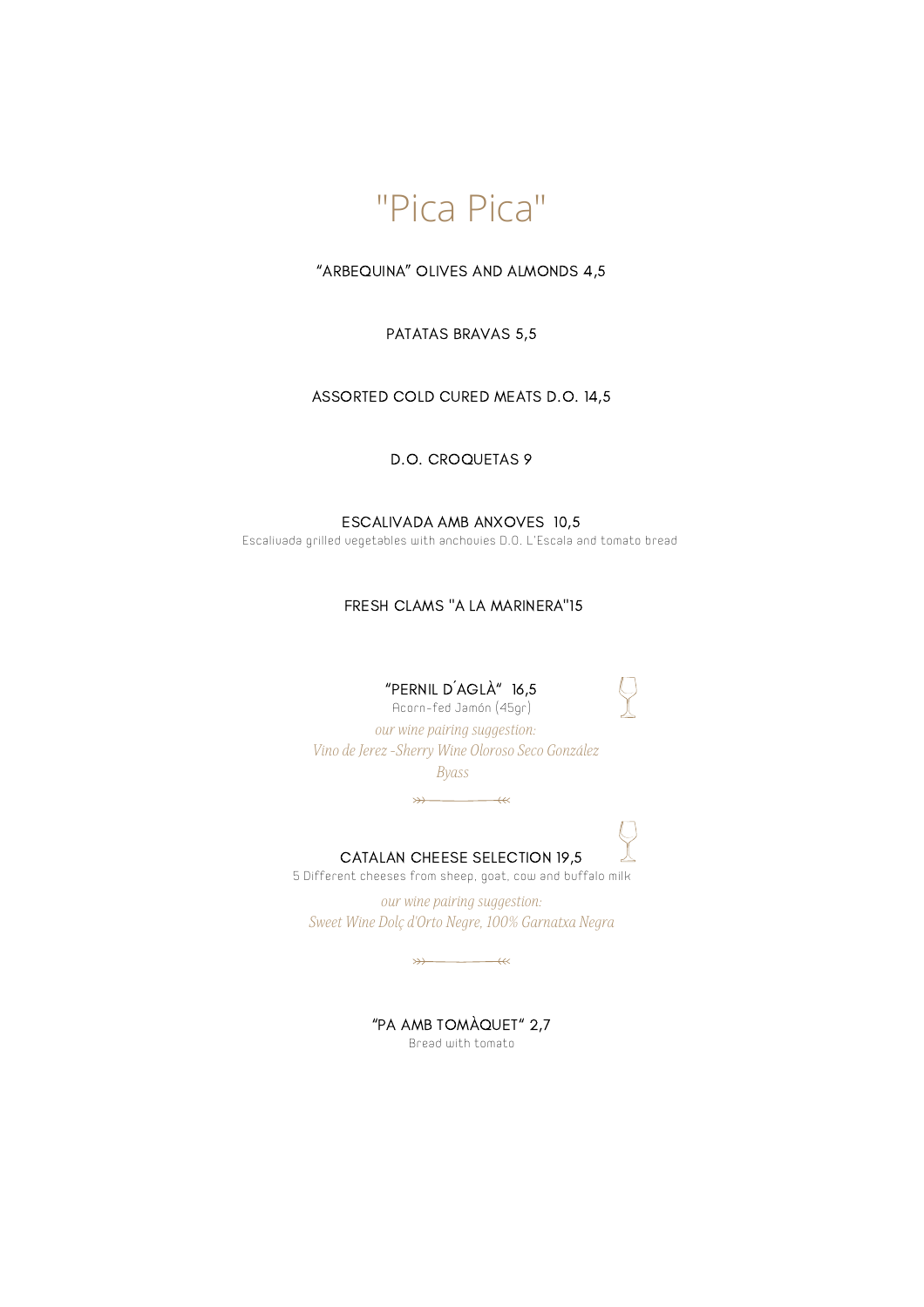# "Pica Pica"

“ARBEQUINA” OLIVES AND ALMONDS 4,5

PATATAS BRAVAS 5,5

ASSORTED COLD CURED MEATS D.O. 14,5

D.O. CROQUETAS 9

ESCALIVADA AMB ANXOVES 10,5
Escalivada grilled vegetables with anchovies D.O. L'Escala and tomato bread

FRESH CLAMS "A LA MARINERA"15

“PERNIL D´AGLÀ” 16,5
Acorn-fed Jamón (45gr)

*our wine pairing suggestion:*
*Vino de Jerez -Sherry Wine Oloroso Seco González Byass*

CATALAN CHEESE SELECTION 19,5
5 Different cheeses from sheep, goat, cow and buffalo milk

*our wine pairing suggestion:*
*Sweet Wine Dolç d'Orto Negre, 100% Garnatxa Negra*

“PA AMB TOMÀQUET” 2,7
Bread with tomato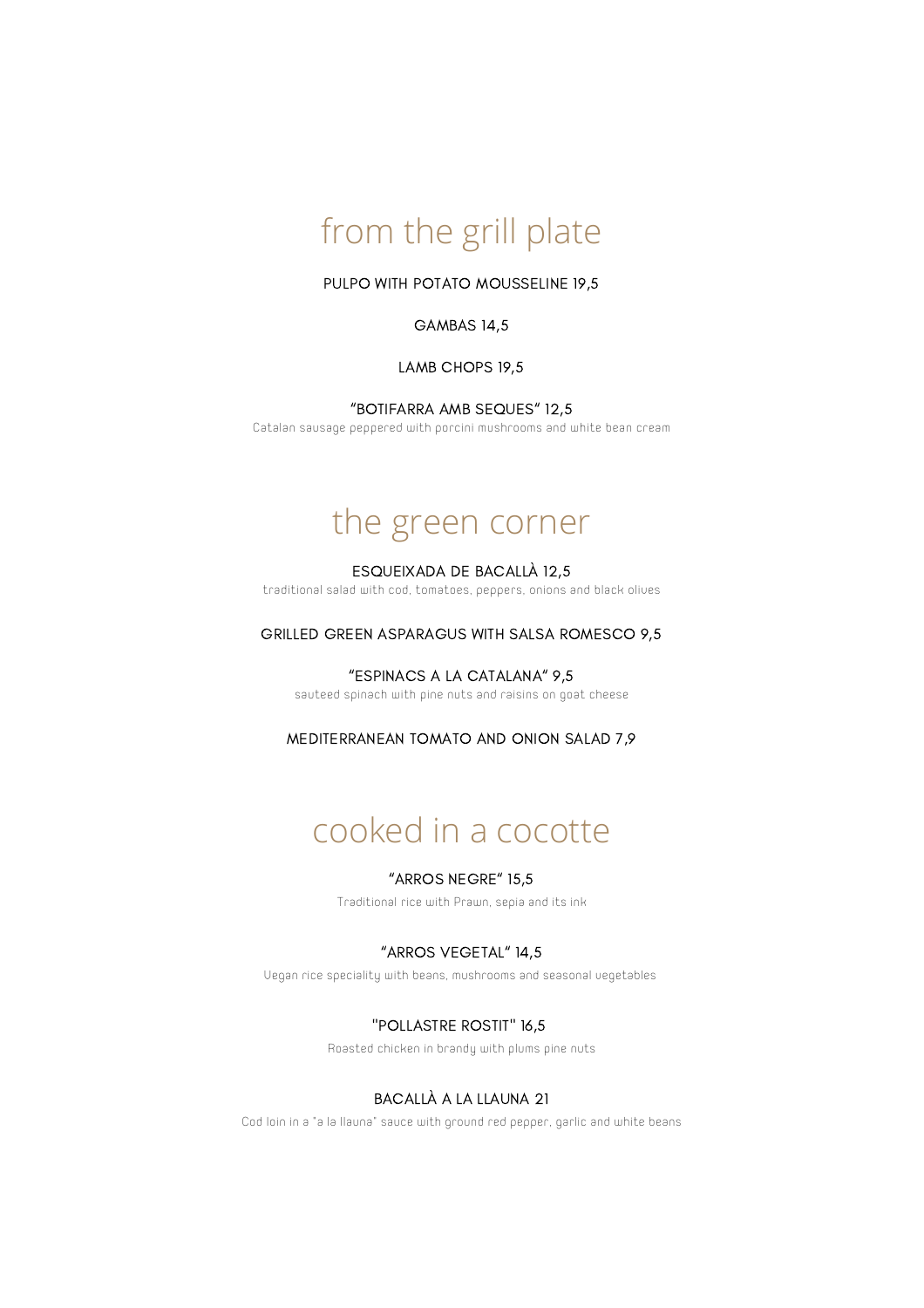## from the grill plate

PULPO WITH POTATO MOUSSELINE 19,5

GAMBAS 14,5

LAMB CHOPS 19,5

"BOTIFARRA AMB SEQUES" 12,5
Catalan sausage peppered with porcini mushrooms and white bean cream

## the green corner

ESQUEIXADA DE BACALLÀ 12,5
traditional salad with cod, tomatoes, peppers, onions and black olives

GRILLED GREEN ASPARAGUS WITH SALSA ROMESCO 9,5

"ESPINACS A LA CATALANA" 9,5
sauteed spinach with pine nuts and raisins on goat cheese

MEDITERRANEAN TOMATO AND ONION SALAD 7,9

## cooked in a cocotte

"ARROS NEGRE" 15,5
Traditional rice with Prawn, sepia and its ink

"ARROS VEGETAL" 14,5
Vegan rice speciality with beans, mushrooms and seasonal vegetables

"POLLASTRE ROSTIT" 16,5
Roasted chicken in brandy with plums pine nuts

BACALLÀ A LA LLAUNA 21
Cod loin in a "a la llauna" sauce with ground red pepper, garlic and white beans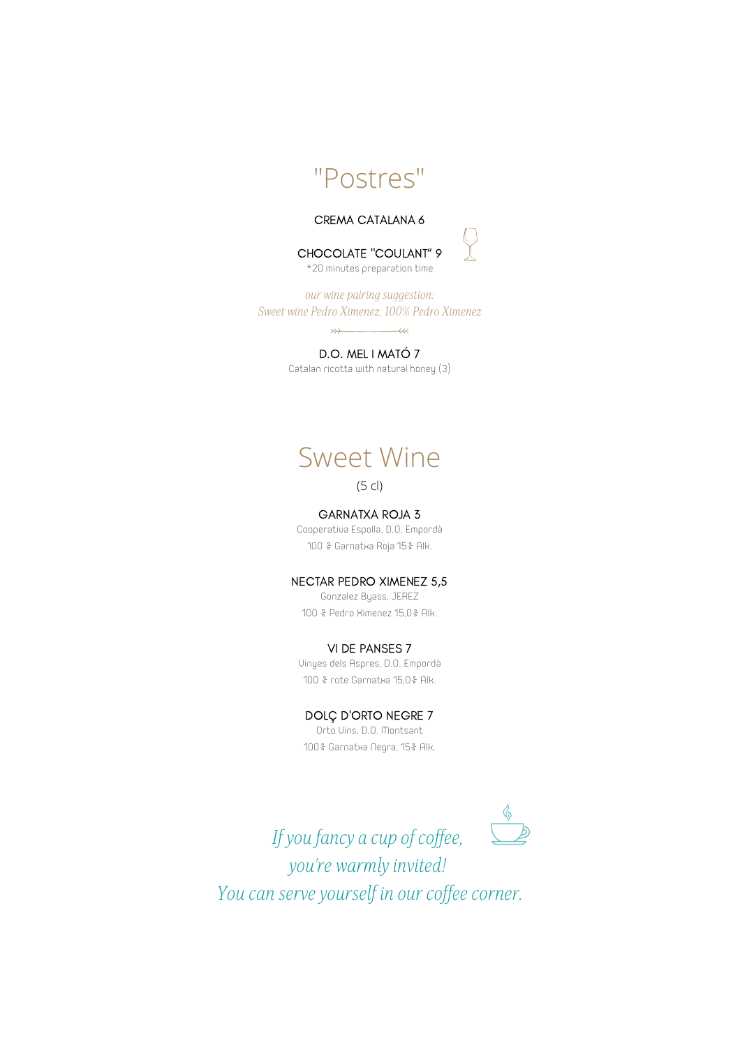# "Postres"

CREMA CATALANA 6

CHOCOLATE "COULANT" 9
*20 minutes preparation time

*our wine pairing suggestion:*
*Sweet wine Pedro Ximenez, 100% Pedro Ximenez*

D.O. MEL I MATÓ 7
Catalan ricotta with natural honey (3)

# Sweet Wine

(5 cl)

GARNATXA ROJA 3
Cooperativa Espolla, D.O. Empordà
100 % Garnatxa Roja 15% Alk.

NECTAR PEDRO XIMENEZ 5,5
Gonzalez Byass, JEREZ
100 % Pedro Ximenez 15,0% Alk.

VI DE PANSES 7
Vinyes dels Aspres, D.O. Empordà
100 % rote Garnatxa 15,0% Alk.

DOLÇ D'ORTO NEGRE 7
Orto Vins, D.O. Montsant
100% Garnatxa Negra, 15% Alk.

*If you fancy a cup of coffee,*
*you're warmly invited!*
*You can serve yourself in our coffee corner.*